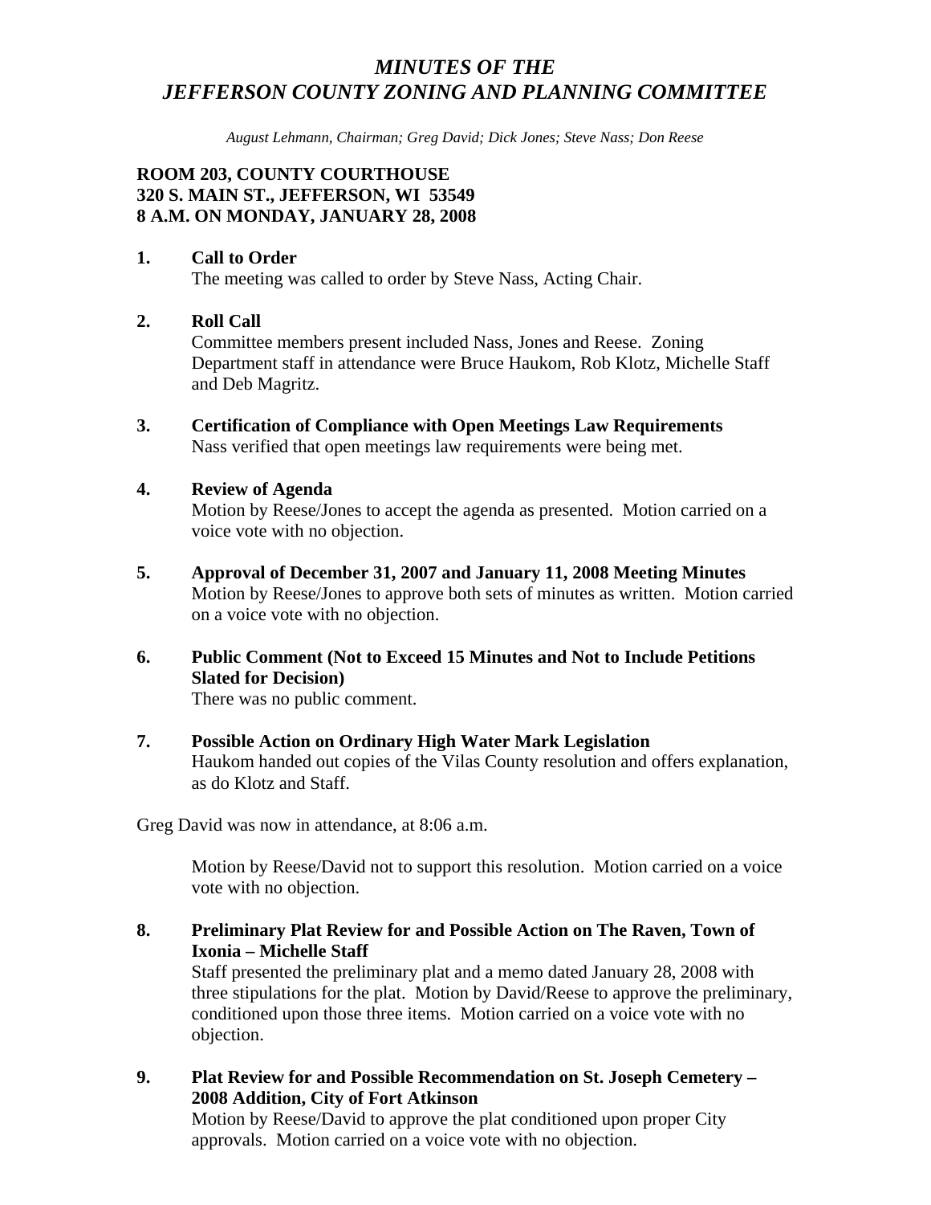# *MINUTES OF THE JEFFERSON COUNTY ZONING AND PLANNING COMMITTEE*

*August Lehmann, Chairman; Greg David; Dick Jones; Steve Nass; Don Reese*

**ROOM 203, COUNTY COURTHOUSE**
**320 S. MAIN ST., JEFFERSON, WI 53549**
**8 A.M. ON MONDAY, JANUARY 28, 2008**

**1. Call to Order**
The meeting was called to order by Steve Nass, Acting Chair.

**2. Roll Call**
Committee members present included Nass, Jones and Reese. Zoning Department staff in attendance were Bruce Haukom, Rob Klotz, Michelle Staff and Deb Magritz.

**3. Certification of Compliance with Open Meetings Law Requirements**
Nass verified that open meetings law requirements were being met.

**4. Review of Agenda**
Motion by Reese/Jones to accept the agenda as presented. Motion carried on a voice vote with no objection.

**5. Approval of December 31, 2007 and January 11, 2008 Meeting Minutes**
Motion by Reese/Jones to approve both sets of minutes as written. Motion carried on a voice vote with no objection.

**6. Public Comment (Not to Exceed 15 Minutes and Not to Include Petitions Slated for Decision)**
There was no public comment.

**7. Possible Action on Ordinary High Water Mark Legislation**
Haukom handed out copies of the Vilas County resolution and offers explanation, as do Klotz and Staff.

Greg David was now in attendance, at 8:06 a.m.

Motion by Reese/David not to support this resolution. Motion carried on a voice vote with no objection.

**8. Preliminary Plat Review for and Possible Action on The Raven, Town of Ixonia – Michelle Staff**
Staff presented the preliminary plat and a memo dated January 28, 2008 with three stipulations for the plat. Motion by David/Reese to approve the preliminary, conditioned upon those three items. Motion carried on a voice vote with no objection.

**9. Plat Review for and Possible Recommendation on St. Joseph Cemetery – 2008 Addition, City of Fort Atkinson**
Motion by Reese/David to approve the plat conditioned upon proper City approvals. Motion carried on a voice vote with no objection.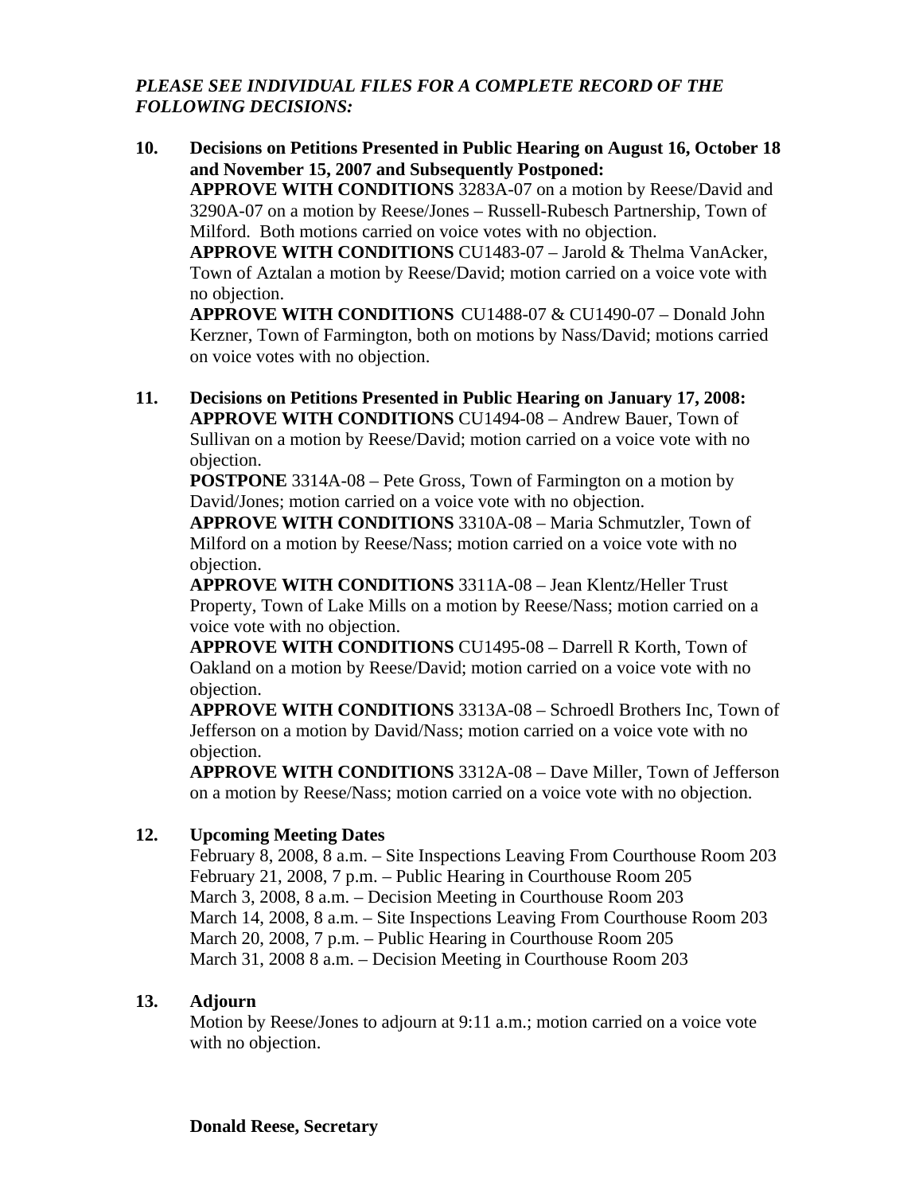***PLEASE SEE INDIVIDUAL FILES FOR A COMPLETE RECORD OF THE FOLLOWING DECISIONS:***

**10. Decisions on Petitions Presented in Public Hearing on August 16, October 18 and November 15, 2007 and Subsequently Postponed:**

**APPROVE WITH CONDITIONS** 3283A-07 on a motion by Reese/David and 3290A-07 on a motion by Reese/Jones – Russell-Rubesch Partnership, Town of Milford. Both motions carried on voice votes with no objection.

**APPROVE WITH CONDITIONS** CU1483-07 – Jarold & Thelma VanAcker, Town of Aztalan a motion by Reese/David; motion carried on a voice vote with no objection.

**APPROVE WITH CONDITIONS** CU1488-07 & CU1490-07 – Donald John Kerzner, Town of Farmington, both on motions by Nass/David; motions carried on voice votes with no objection.

**11. Decisions on Petitions Presented in Public Hearing on January 17, 2008:**

**APPROVE WITH CONDITIONS** CU1494-08 – Andrew Bauer, Town of Sullivan on a motion by Reese/David; motion carried on a voice vote with no objection.

**POSTPONE** 3314A-08 – Pete Gross, Town of Farmington on a motion by David/Jones; motion carried on a voice vote with no objection.

**APPROVE WITH CONDITIONS** 3310A-08 – Maria Schmutzler, Town of Milford on a motion by Reese/Nass; motion carried on a voice vote with no objection.

**APPROVE WITH CONDITIONS** 3311A-08 – Jean Klentz/Heller Trust Property, Town of Lake Mills on a motion by Reese/Nass; motion carried on a voice vote with no objection.

**APPROVE WITH CONDITIONS** CU1495-08 – Darrell R Korth, Town of Oakland on a motion by Reese/David; motion carried on a voice vote with no objection.

**APPROVE WITH CONDITIONS** 3313A-08 – Schroedl Brothers Inc, Town of Jefferson on a motion by David/Nass; motion carried on a voice vote with no objection.

**APPROVE WITH CONDITIONS** 3312A-08 – Dave Miller, Town of Jefferson on a motion by Reese/Nass; motion carried on a voice vote with no objection.

**12. Upcoming Meeting Dates**

February 8, 2008, 8 a.m. – Site Inspections Leaving From Courthouse Room 203
February 21, 2008, 7 p.m. – Public Hearing in Courthouse Room 205
March 3, 2008, 8 a.m. – Decision Meeting in Courthouse Room 203
March 14, 2008, 8 a.m. – Site Inspections Leaving From Courthouse Room 203
March 20, 2008, 7 p.m. – Public Hearing in Courthouse Room 205
March 31, 2008 8 a.m. – Decision Meeting in Courthouse Room 203

**13. Adjourn**

Motion by Reese/Jones to adjourn at 9:11 a.m.; motion carried on a voice vote with no objection.

**Donald Reese, Secretary**